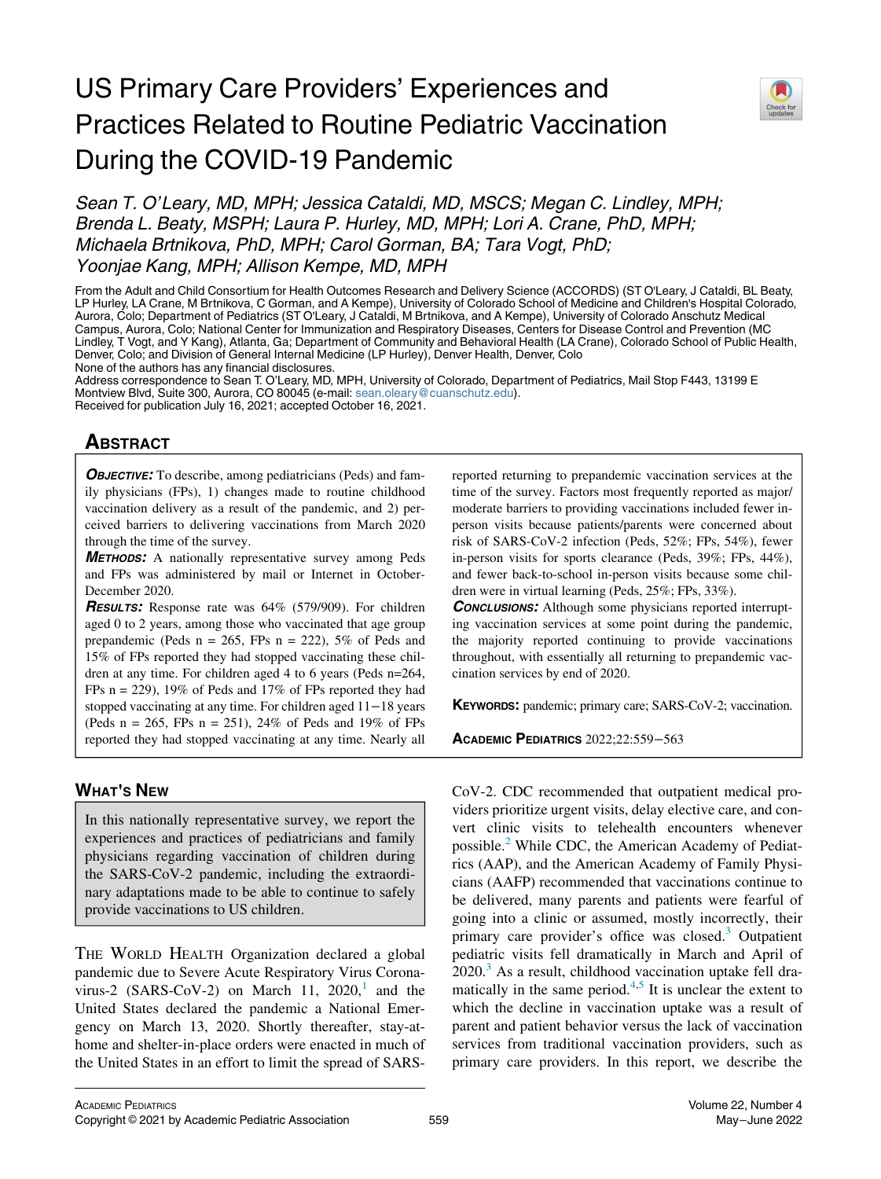# US Primary Care Providers' Experiences and Practices Related to Routine Pediatric Vaccination During the COVID-19 Pandemic

*Sean T. O'Leary, MD, MPH; Jessica Cataldi, MD, MSCS; Megan C. Lindley, MPH; Brenda L. Beaty, MSPH; Laura P. Hurley, MD, MPH; Lori A. Crane, PhD, MPH; Michaela Brtnikova, PhD, MPH; Carol Gorman, BA; Tara Vogt, PhD; Yoonjae Kang, MPH; Allison Kempe, MD, MPH*

From the Adult and Child Consortium for Health Outcomes Research and Delivery Science (ACCORDS) (ST O'Leary, J Cataldi, BL Beaty, LP Hurley, LA Crane, M Brtnikova, C Gorman, and A Kempe), University of Colorado School of Medicine and Children's Hospital Colorado, Aurora, Colo; Department of Pediatrics (ST O'Leary, J Cataldi, M Brtnikova, and A Kempe), University of Colorado Anschutz Medical Campus, Aurora, Colo; National Center for Immunization and Respiratory Diseases, Centers for Disease Control and Prevention (MC Lindley, T Vogt, and Y Kang), Atlanta, Ga; Department of Community and Behavioral Health (LA Crane), Colorado School of Public Health, Denver, Colo; and Division of General Internal Medicine (LP Hurley), Denver Health, Denver, Colo

None of the authors has any financial disclosures.

Address correspondence to Sean T. O'Leary, MD, MPH, University of Colorado, Department of Pediatrics, Mail Stop F443, 13199 E Montview Blvd, Suite 300, Aurora, CO 80045 (e-mail: sean.oleary@cuanschutz.edu).

Received for publication July 16, 2021; accepted October 16, 2021.

## Abstract

***Objective:*** To describe, among pediatricians (Peds) and family physicians (FPs), 1) changes made to routine childhood vaccination delivery as a result of the pandemic, and 2) perceived barriers to delivering vaccinations from March 2020 through the time of the survey.

***Methods:*** A nationally representative survey among Peds and FPs was administered by mail or Internet in October-December 2020.

***Results:*** Response rate was 64% (579/909). For children aged 0 to 2 years, among those who vaccinated that age group prepandemic (Peds n = 265, FPs n = 222), 5% of Peds and 15% of FPs reported they had stopped vaccinating these children at any time. For children aged 4 to 6 years (Peds n=264, FPs n = 229), 19% of Peds and 17% of FPs reported they had stopped vaccinating at any time. For children aged 11−18 years (Peds n = 265, FPs n = 251), 24% of Peds and 19% of FPs reported they had stopped vaccinating at any time. Nearly all reported returning to prepandemic vaccination services at the time of the survey. Factors most frequently reported as major/moderate barriers to providing vaccinations included fewer in-person visits because patients/parents were concerned about risk of SARS-CoV-2 infection (Peds, 52%; FPs, 54%), fewer in-person visits for sports clearance (Peds, 39%; FPs, 44%), and fewer back-to-school in-person visits because some children were in virtual learning (Peds, 25%; FPs, 33%).

***Conclusions:*** Although some physicians reported interrupting vaccination services at some point during the pandemic, the majority reported continuing to provide vaccinations throughout, with essentially all returning to prepandemic vaccination services by end of 2020.

**Keywords:** pandemic; primary care; SARS-CoV-2; vaccination.

## What's New

In this nationally representative survey, we report the experiences and practices of pediatricians and family physicians regarding vaccination of children during the SARS-CoV-2 pandemic, including the extraordinary adaptations made to be able to continue to safely provide vaccinations to US children.

The World Health Organization declared a global pandemic due to Severe Acute Respiratory Virus Coronavirus-2 (SARS-CoV-2) on March 11, 2020,[1] and the United States declared the pandemic a National Emergency on March 13, 2020. Shortly thereafter, stay-at-home and shelter-in-place orders were enacted in much of the United States in an effort to limit the spread of SARS-CoV-2. CDC recommended that outpatient medical providers prioritize urgent visits, delay elective care, and convert clinic visits to telehealth encounters whenever possible.[2] While CDC, the American Academy of Pediatrics (AAP), and the American Academy of Family Physicians (AAFP) recommended that vaccinations continue to be delivered, many parents and patients were fearful of going into a clinic or assumed, mostly incorrectly, their primary care provider's office was closed.[3] Outpatient pediatric visits fell dramatically in March and April of 2020.[3] As a result, childhood vaccination uptake fell dramatically in the same period.[4,5] It is unclear the extent to which the decline in vaccination uptake was a result of parent and patient behavior versus the lack of vaccination services from traditional vaccination providers, such as primary care providers. In this report, we describe the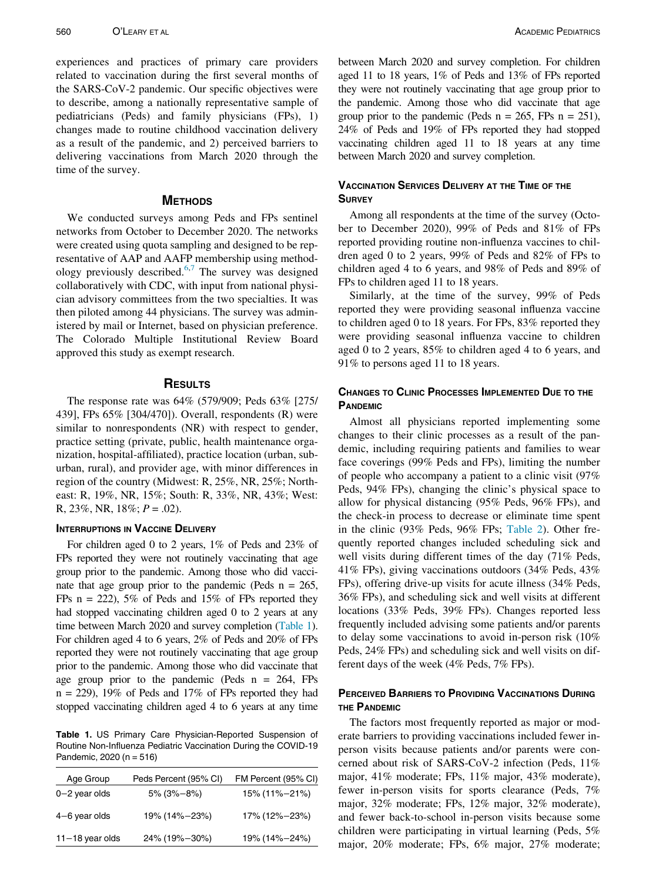experiences and practices of primary care providers related to vaccination during the first several months of the SARS-CoV-2 pandemic. Our specific objectives were to describe, among a nationally representative sample of pediatricians (Peds) and family physicians (FPs), 1) changes made to routine childhood vaccination delivery as a result of the pandemic, and 2) perceived barriers to delivering vaccinations from March 2020 through the time of the survey.

## Methods

We conducted surveys among Peds and FPs sentinel networks from October to December 2020. The networks were created using quota sampling and designed to be representative of AAP and AAFP membership using methodology previously described.[6,7] The survey was designed collaboratively with CDC, with input from national physician advisory committees from the two specialties. It was then piloted among 44 physicians. The survey was administered by mail or Internet, based on physician preference. The Colorado Multiple Institutional Review Board approved this study as exempt research.

## Results

The response rate was 64% (579/909; Peds 63% [275/439], FPs 65% [304/470]). Overall, respondents (R) were similar to nonrespondents (NR) with respect to gender, practice setting (private, public, health maintenance organization, hospital-affiliated), practice location (urban, suburban, rural), and provider age, with minor differences in region of the country (Midwest: R, 25%, NR, 25%; Northeast: R, 19%, NR, 15%; South: R, 33%, NR, 43%; West: R, 23%, NR, 18%; $P = .02$).

### Interruptions in Vaccine Delivery

For children aged 0 to 2 years, 1% of Peds and 23% of FPs reported they were not routinely vaccinating that age group prior to the pandemic. Among those who did vaccinate that age group prior to the pandemic (Peds n = 265, FPs n = 222), 5% of Peds and 15% of FPs reported they had stopped vaccinating children aged 0 to 2 years at any time between March 2020 and survey completion (Table 1). For children aged 4 to 6 years, 2% of Peds and 20% of FPs reported they were not routinely vaccinating that age group prior to the pandemic. Among those who did vaccinate that age group prior to the pandemic (Peds n = 264, FPs n = 229), 19% of Peds and 17% of FPs reported they had stopped vaccinating children aged 4 to 6 years at any time between March 2020 and survey completion. For children aged 11 to 18 years, 1% of Peds and 13% of FPs reported they were not routinely vaccinating that age group prior to the pandemic. Among those who did vaccinate that age group prior to the pandemic (Peds n = 265, FPs n = 251), 24% of Peds and 19% of FPs reported they had stopped vaccinating children aged 11 to 18 years at any time between March 2020 and survey completion.

**Table 1.** US Primary Care Physician-Reported Suspension of Routine Non-Influenza Pediatric Vaccination During the COVID-19 Pandemic, 2020 (n = 516)

| Age Group | Peds Percent (95% CI) | FM Percent (95% CI) |
|---|---|---|
| 0–2 year olds | 5% (3%–8%) | 15% (11%–21%) |
| 4–6 year olds | 19% (14%–23%) | 17% (12%–23%) |
| 11–18 year olds | 24% (19%–30%) | 19% (14%–24%) |

### Vaccination Services Delivery at the Time of the Survey

Among all respondents at the time of the survey (October to December 2020), 99% of Peds and 81% of FPs reported providing routine non-influenza vaccines to children aged 0 to 2 years, 99% of Peds and 82% of FPs to children aged 4 to 6 years, and 98% of Peds and 89% of FPs to children aged 11 to 18 years.

Similarly, at the time of the survey, 99% of Peds reported they were providing seasonal influenza vaccine to children aged 0 to 18 years. For FPs, 83% reported they were providing seasonal influenza vaccine to children aged 0 to 2 years, 85% to children aged 4 to 6 years, and 91% to persons aged 11 to 18 years.

### Changes to Clinic Processes Implemented Due to the Pandemic

Almost all physicians reported implementing some changes to their clinic processes as a result of the pandemic, including requiring patients and families to wear face coverings (99% Peds and FPs), limiting the number of people who accompany a patient to a clinic visit (97% Peds, 94% FPs), changing the clinic's physical space to allow for physical distancing (95% Peds, 96% FPs), and the check-in process to decrease or eliminate time spent in the clinic (93% Peds, 96% FPs; Table 2). Other frequently reported changes included scheduling sick and well visits during different times of the day (71% Peds, 41% FPs), giving vaccinations outdoors (34% Peds, 43% FPs), offering drive-up visits for acute illness (34% Peds, 36% FPs), and scheduling sick and well visits at different locations (33% Peds, 39% FPs). Changes reported less frequently included advising some patients and/or parents to delay some vaccinations to avoid in-person risk (10% Peds, 24% FPs) and scheduling sick and well visits on different days of the week (4% Peds, 7% FPs).

### Perceived Barriers to Providing Vaccinations During the Pandemic

The factors most frequently reported as major or moderate barriers to providing vaccinations included fewer in-person visits because patients and/or parents were concerned about risk of SARS-CoV-2 infection (Peds, 11% major, 41% moderate; FPs, 11% major, 43% moderate), fewer in-person visits for sports clearance (Peds, 7% major, 32% moderate; FPs, 12% major, 32% moderate), and fewer back-to-school in-person visits because some children were participating in virtual learning (Peds, 5% major, 20% moderate; FPs, 6% major, 27% moderate;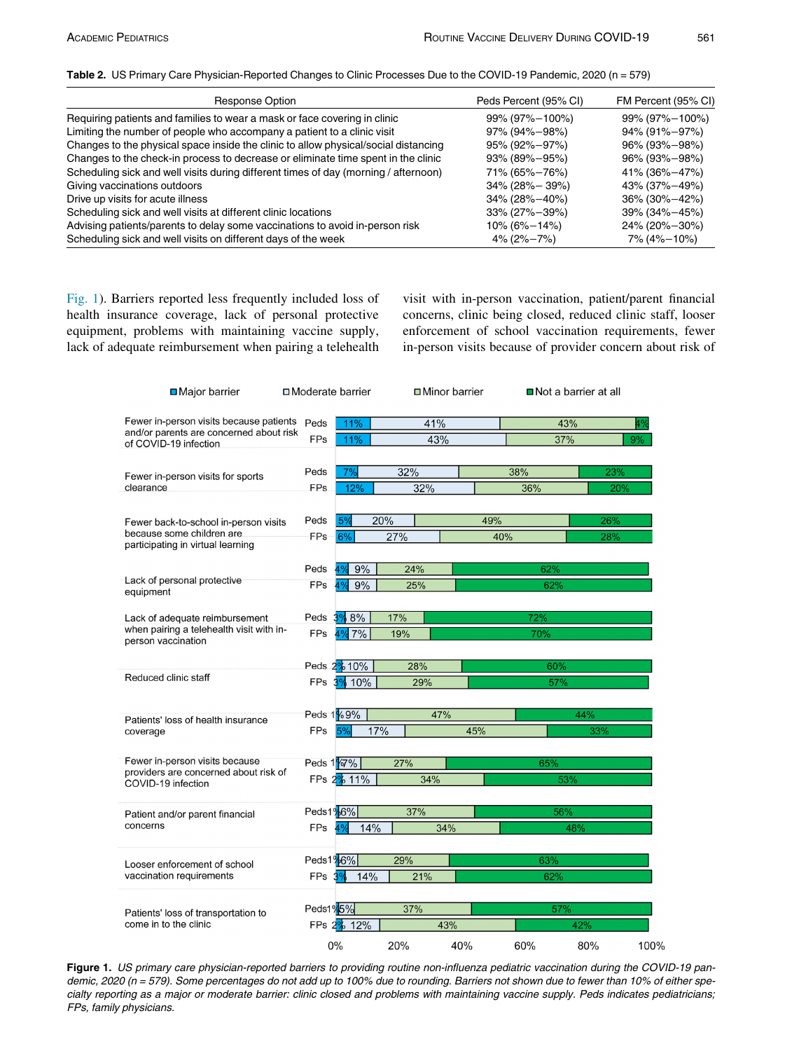**Table 2.** US Primary Care Physician-Reported Changes to Clinic Processes Due to the COVID-19 Pandemic, 2020 (n = 579)

| Response Option | Peds Percent (95% CI) | FM Percent (95% CI) |
|---|---|---|
| Requiring patients and families to wear a mask or face covering in clinic | 99% (97%–100%) | 99% (97%–100%) |
| Limiting the number of people who accompany a patient to a clinic visit | 97% (94%–98%) | 94% (91%–97%) |
| Changes to the physical space inside the clinic to allow physical/social distancing | 95% (92%–97%) | 96% (93%–98%) |
| Changes to the check-in process to decrease or eliminate time spent in the clinic | 93% (89%–95%) | 96% (93%–98%) |
| Scheduling sick and well visits during different times of day (morning / afternoon) | 71% (65%–76%) | 41% (36%–47%) |
| Giving vaccinations outdoors | 34% (28%– 39%) | 43% (37%–49%) |
| Drive up visits for acute illness | 34% (28%–40%) | 36% (30%–42%) |
| Scheduling sick and well visits at different clinic locations | 33% (27%–39%) | 39% (34%–45%) |
| Advising patients/parents to delay some vaccinations to avoid in-person risk | 10% (6%–14%) | 24% (20%–30%) |
| Scheduling sick and well visits on different days of the week | 4% (2%–7%) | 7% (4%–10%) |

Fig. 1). Barriers reported less frequently included loss of health insurance coverage, lack of personal protective equipment, problems with maintaining vaccine supply, lack of adequate reimbursement when pairing a telehealth visit with in-person vaccination, patient/parent financial concerns, clinic being closed, reduced clinic staff, looser enforcement of school vaccination requirements, fewer in-person visits because of provider concern about risk of

| Barrier | Specialty | Major barrier | Moderate barrier | Minor barrier | Not a barrier at all |
|---|---|---|---|---|---|
| Fewer in-person visits because patients and/or parents are concerned about risk of COVID-19 infection | Peds | 11% | 41% | 43% | 4% |
| | FPs | 11% | 43% | 37% | 9% |
| Fewer in-person visits for sports clearance | Peds | 7% | 32% | 38% | 23% |
| | FPs | 12% | 32% | 36% | 20% |
| Fewer back-to-school in-person visits because some children are participating in virtual learning | Peds | 5% | 20% | 49% | 26% |
| | FPs | 6% | 27% | 40% | 28% |
| Lack of personal protective equipment | Peds | 4% | 9% | 24% | 62% |
| | FPs | 4% | 9% | 25% | 62% |
| Lack of adequate reimbursement when pairing a telehealth visit with in-person vaccination | Peds | 3% | 8% | 17% | 72% |
| | FPs | 4% | 7% | 19% | 70% |
| Reduced clinic staff | Peds | 2% | 10% | 28% | 60% |
| | FPs | 3% | 10% | 29% | 57% |
| Patients' loss of health insurance coverage | Peds | 1% | 9% | 47% | 44% |
| | FPs | 5% | 17% | 45% | 33% |
| Fewer in-person visits because providers are concerned about risk of COVID-19 infection | Peds | 1% | 7% | 27% | 65% |
| | FPs | 2% | 11% | 34% | 53% |
| Patient and/or parent financial concerns | Peds | 1% | 6% | 37% | 56% |
| | FPs | 4% | 14% | 34% | 48% |
| Looser enforcement of school vaccination requirements | Peds | 1% | 6% | 29% | 63% |
| | FPs | 3% | 14% | 21% | 62% |
| Patients' loss of transportation to come in to the clinic | Peds | 1% | 5% | 37% | 57% |
| | FPs | 2% | 12% | 43% | 42% |

**Figure 1.** *US primary care physician-reported barriers to providing routine non-influenza pediatric vaccination during the COVID-19 pandemic, 2020 (n = 579). Some percentages do not add up to 100% due to rounding. Barriers not shown due to fewer than 10% of either specialty reporting as a major or moderate barrier: clinic closed and problems with maintaining vaccine supply. Peds indicates pediatricians; FPs, family physicians.*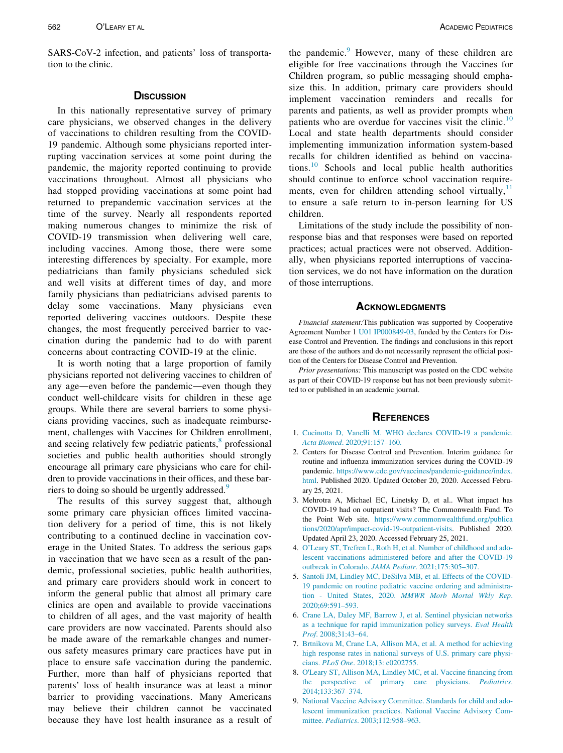SARS-CoV-2 infection, and patients' loss of transportation to the clinic.

## Discussion

In this nationally representative survey of primary care physicians, we observed changes in the delivery of vaccinations to children resulting from the COVID-19 pandemic. Although some physicians reported interrupting vaccination services at some point during the pandemic, the majority reported continuing to provide vaccinations throughout. Almost all physicians who had stopped providing vaccinations at some point had returned to prepandemic vaccination services at the time of the survey. Nearly all respondents reported making numerous changes to minimize the risk of COVID-19 transmission when delivering well care, including vaccines. Among those, there were some interesting differences by specialty. For example, more pediatricians than family physicians scheduled sick and well visits at different times of day, and more family physicians than pediatricians advised parents to delay some vaccinations. Many physicians even reported delivering vaccines outdoors. Despite these changes, the most frequently perceived barrier to vaccination during the pandemic had to do with parent concerns about contracting COVID-19 at the clinic.

It is worth noting that a large proportion of family physicians reported not delivering vaccines to children of any age—even before the pandemic—even though they conduct well-childcare visits for children in these age groups. While there are several barriers to some physicians providing vaccines, such as inadequate reimbursement, challenges with Vaccines for Children enrollment, and seeing relatively few pediatric patients,[8] professional societies and public health authorities should strongly encourage all primary care physicians who care for children to provide vaccinations in their offices, and these barriers to doing so should be urgently addressed.[9]

The results of this survey suggest that, although some primary care physician offices limited vaccination delivery for a period of time, this is not likely contributing to a continued decline in vaccination coverage in the United States. To address the serious gaps in vaccination that we have seen as a result of the pandemic, professional societies, public health authorities, and primary care providers should work in concert to inform the general public that almost all primary care clinics are open and available to provide vaccinations to children of all ages, and the vast majority of health care providers are now vaccinated. Parents should also be made aware of the remarkable changes and numerous safety measures primary care practices have put in place to ensure safe vaccination during the pandemic. Further, more than half of physicians reported that parents' loss of health insurance was at least a minor barrier to providing vaccinations. Many Americans may believe their children cannot be vaccinated because they have lost health insurance as a result of the pandemic.[9] However, many of these children are eligible for free vaccinations through the Vaccines for Children program, so public messaging should emphasize this. In addition, primary care providers should implement vaccination reminders and recalls for parents and patients, as well as provider prompts when patients who are overdue for vaccines visit the clinic.[10] Local and state health departments should consider implementing immunization information system-based recalls for children identified as behind on vaccinations.[10] Schools and local public health authorities should continue to enforce school vaccination requirements, even for children attending school virtually,[11] to ensure a safe return to in-person learning for US children.

Limitations of the study include the possibility of nonresponse bias and that responses were based on reported practices; actual practices were not observed. Additionally, when physicians reported interruptions of vaccination services, we do not have information on the duration of those interruptions.

## Acknowledgments

*Financial statement:* This publication was supported by Cooperative Agreement Number 1 U01 IP000849-03, funded by the Centers for Disease Control and Prevention. The findings and conclusions in this report are those of the authors and do not necessarily represent the official position of the Centers for Disease Control and Prevention.

*Prior presentations:* This manuscript was posted on the CDC website as part of their COVID-19 response but has not been previously submitted to or published in an academic journal.

## References

1. Cucinotta D, Vanelli M. WHO declares COVID-19 a pandemic. *Acta Biomed*. 2020;91:157–160.
2. Centers for Disease Control and Prevention. Interim guidance for routine and influenza immunization services during the COVID-19 pandemic. https://www.cdc.gov/vaccines/pandemic-guidance/index.html. Published 2020. Updated October 20, 2020. Accessed February 25, 2021.
3. Mehrotra A, Michael EC, Linetsky D, et al.. What impact has COVID-19 had on outpatient visits? The Commonwealth Fund. To the Point Web site. https://www.commonwealthfund.org/publications/2020/apr/impact-covid-19-outpatient-visits. Published 2020. Updated April 23, 2020. Accessed February 25, 2021.
4. O'Leary ST, Trefren L, Roth H, et al. Number of childhood and adolescent vaccinations administered before and after the COVID-19 outbreak in Colorado. *JAMA Pediatr*. 2021;175:305–307.
5. Santoli JM, Lindley MC, DeSilva MB, et al. Effects of the COVID-19 pandemic on routine pediatric vaccine ordering and administration - United States, 2020. *MMWR Morb Mortal Wkly Rep*. 2020;69:591–593.
6. Crane LA, Daley MF, Barrow J, et al. Sentinel physician networks as a technique for rapid immunization policy surveys. *Eval Health Prof*. 2008;31:43–64.
7. Brtnikova M, Crane LA, Allison MA, et al. A method for achieving high response rates in national surveys of U.S. primary care physicians. *PLoS One*. 2018;13: e0202755.
8. O'Leary ST, Allison MA, Lindley MC, et al. Vaccine financing from the perspective of primary care physicians. *Pediatrics*. 2014;133:367–374.
9. National Vaccine Advisory Committee. Standards for child and adolescent immunization practices. National Vaccine Advisory Committee. *Pediatrics*. 2003;112:958–963.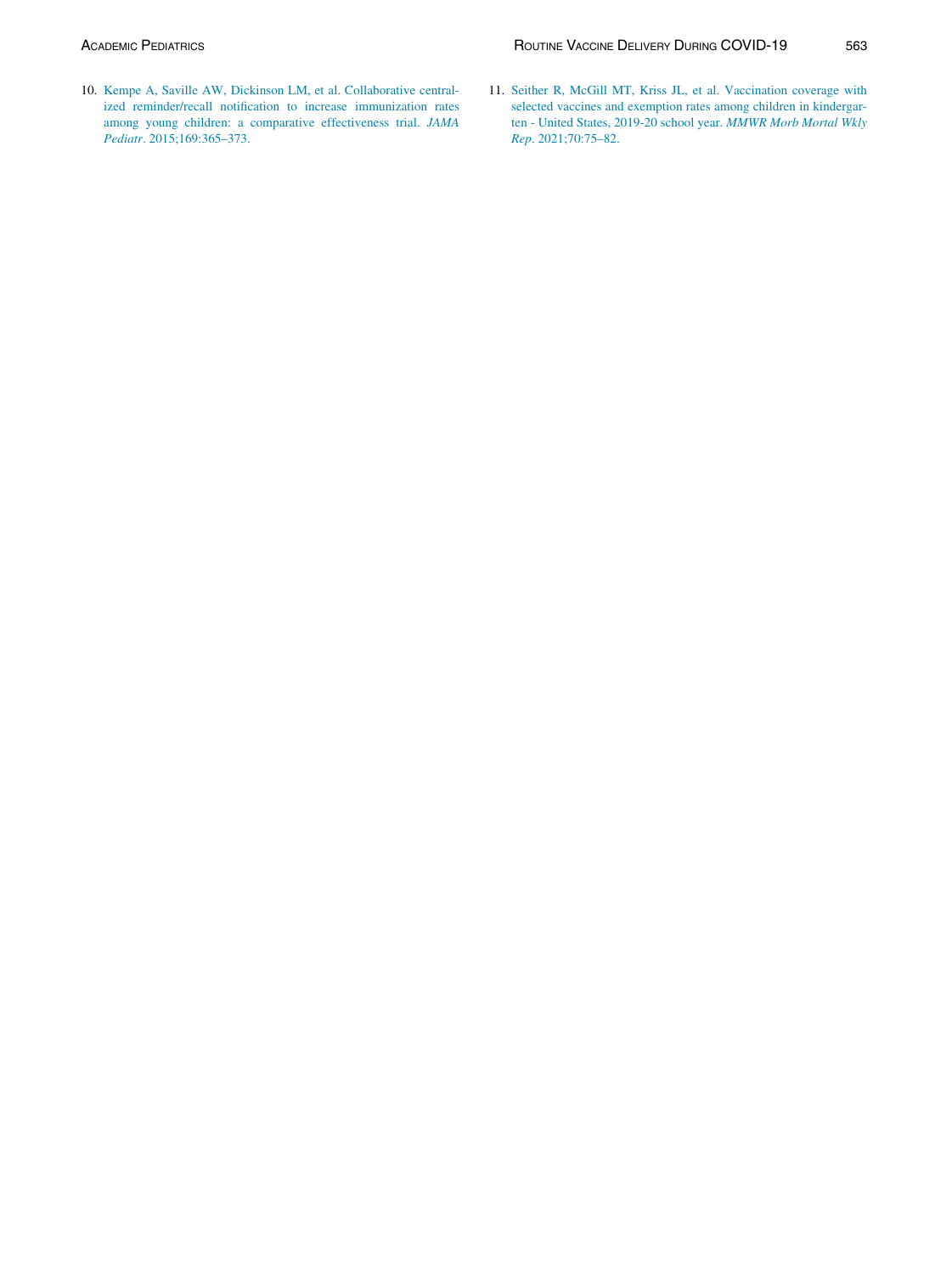10. Kempe A, Saville AW, Dickinson LM, et al. Collaborative centralized reminder/recall notification to increase immunization rates among young children: a comparative effectiveness trial. *JAMA Pediatr*. 2015;169:365–373.
11. Seither R, McGill MT, Kriss JL, et al. Vaccination coverage with selected vaccines and exemption rates among children in kindergarten - United States, 2019-20 school year. *MMWR Morb Mortal Wkly Rep*. 2021;70:75–82.